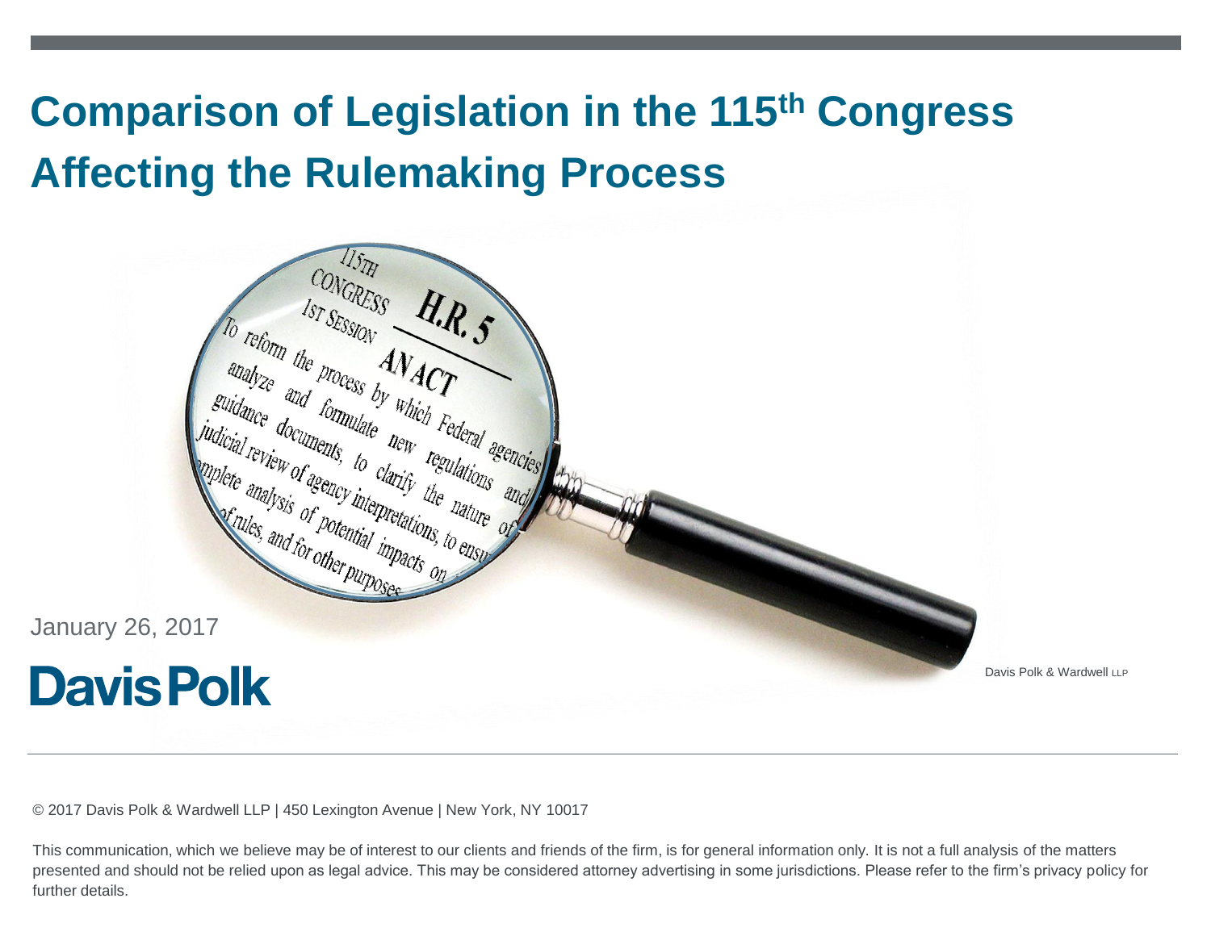# Comparison of Legislation in the 115th Congress Affecting the Rulemaking Process

January 26, 2017

Davis Polk

Davis Polk & Wardwell LLP

© 2017 Davis Polk & Wardwell LLP | 450 Lexington Avenue | New York, NY 10017

This communication, which we believe may be of interest to our clients and friends of the firm, is for general information only. It is not a full analysis of the matters presented and should not be relied upon as legal advice. This may be considered attorney advertising in some jurisdictions. Please refer to the firm's privacy policy for further details.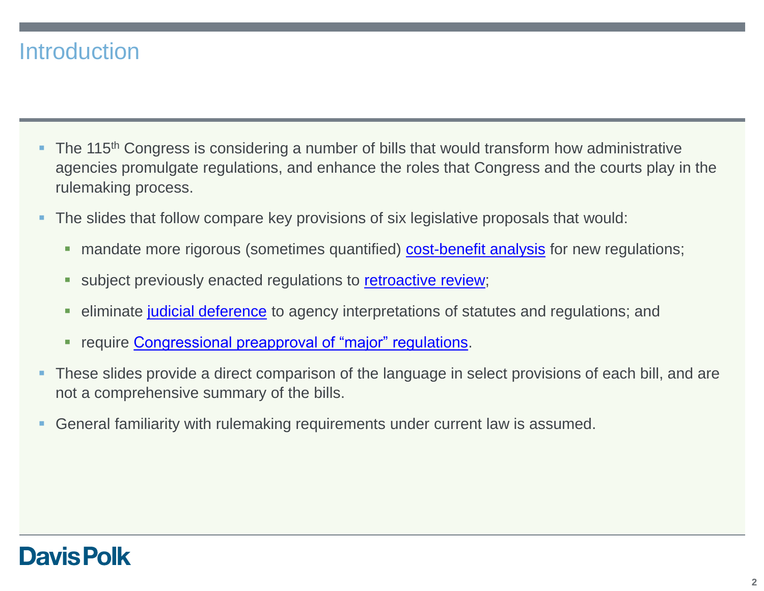# Introduction

- The 115th Congress is considering a number of bills that would transform how administrative agencies promulgate regulations, and enhance the roles that Congress and the courts play in the rulemaking process.
- The slides that follow compare key provisions of six legislative proposals that would:
  - mandate more rigorous (sometimes quantified) cost-benefit analysis for new regulations;
  - subject previously enacted regulations to retroactive review;
  - eliminate judicial deference to agency interpretations of statutes and regulations; and
  - require Congressional preapproval of "major" regulations.
- These slides provide a direct comparison of the language in select provisions of each bill, and are not a comprehensive summary of the bills.
- General familiarity with rulemaking requirements under current law is assumed.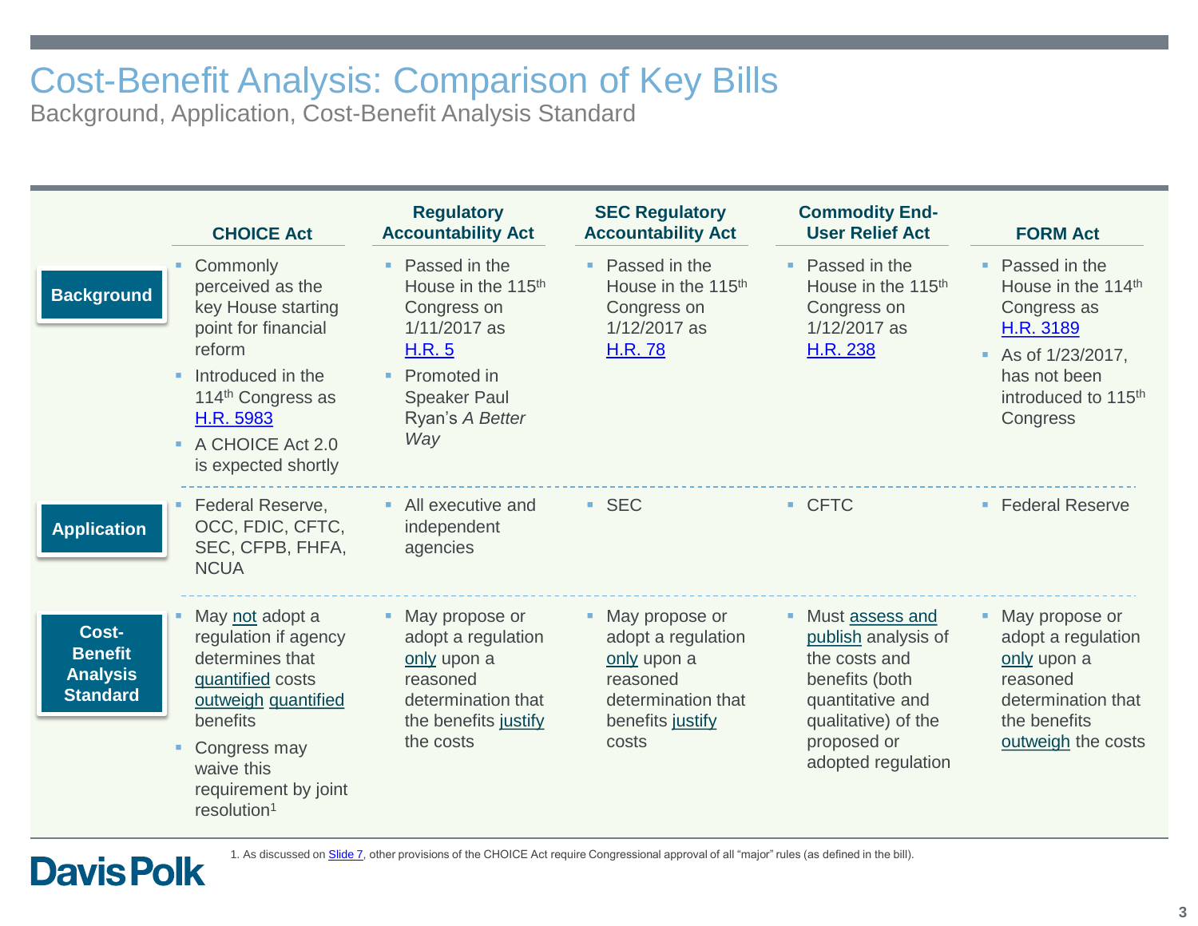# Cost-Benefit Analysis: Comparison of Key Bills

## Background, Application, Cost-Benefit Analysis Standard

| | CHOICE Act | Regulatory Accountability Act | SEC Regulatory Accountability Act | Commodity End-User Relief Act | FORM Act |
|---|---|---|---|---|---|
| **Background** | ▪ Commonly perceived as the key House starting point for financial reform<br>▪ Introduced in the 114th Congress as H.R. 5983<br>▪ A CHOICE Act 2.0 is expected shortly | ▪ Passed in the House in the 115th Congress on 1/11/2017 as H.R. 5<br>▪ Promoted in Speaker Paul Ryan's *A Better Way* | ▪ Passed in the House in the 115th Congress on 1/12/2017 as H.R. 78 | ▪ Passed in the House in the 115th Congress on 1/12/2017 as H.R. 238 | ▪ Passed in the House in the 114th Congress as H.R. 3189<br>▪ As of 1/23/2017, has not been introduced to 115th Congress |
| **Application** | ▪ Federal Reserve, OCC, FDIC, CFTC, SEC, CFPB, FHFA, NCUA | ▪ All executive and independent agencies | ▪ SEC | ▪ CFTC | ▪ Federal Reserve |
| **Cost-Benefit Analysis Standard** | ▪ May not adopt a regulation if agency determines that quantified costs outweigh quantified benefits<br>▪ Congress may waive this requirement by joint resolution[1] | ▪ May propose or adopt a regulation only upon a reasoned determination that the benefits justify the costs | ▪ May propose or adopt a regulation only upon a reasoned determination that benefits justify costs | ▪ Must assess and publish analysis of the costs and benefits (both quantitative and qualitative) of the proposed or adopted regulation | ▪ May propose or adopt a regulation only upon a reasoned determination that the benefits outweigh the costs |

1. As discussed on Slide 7, other provisions of the CHOICE Act require Congressional approval of all "major" rules (as defined in the bill).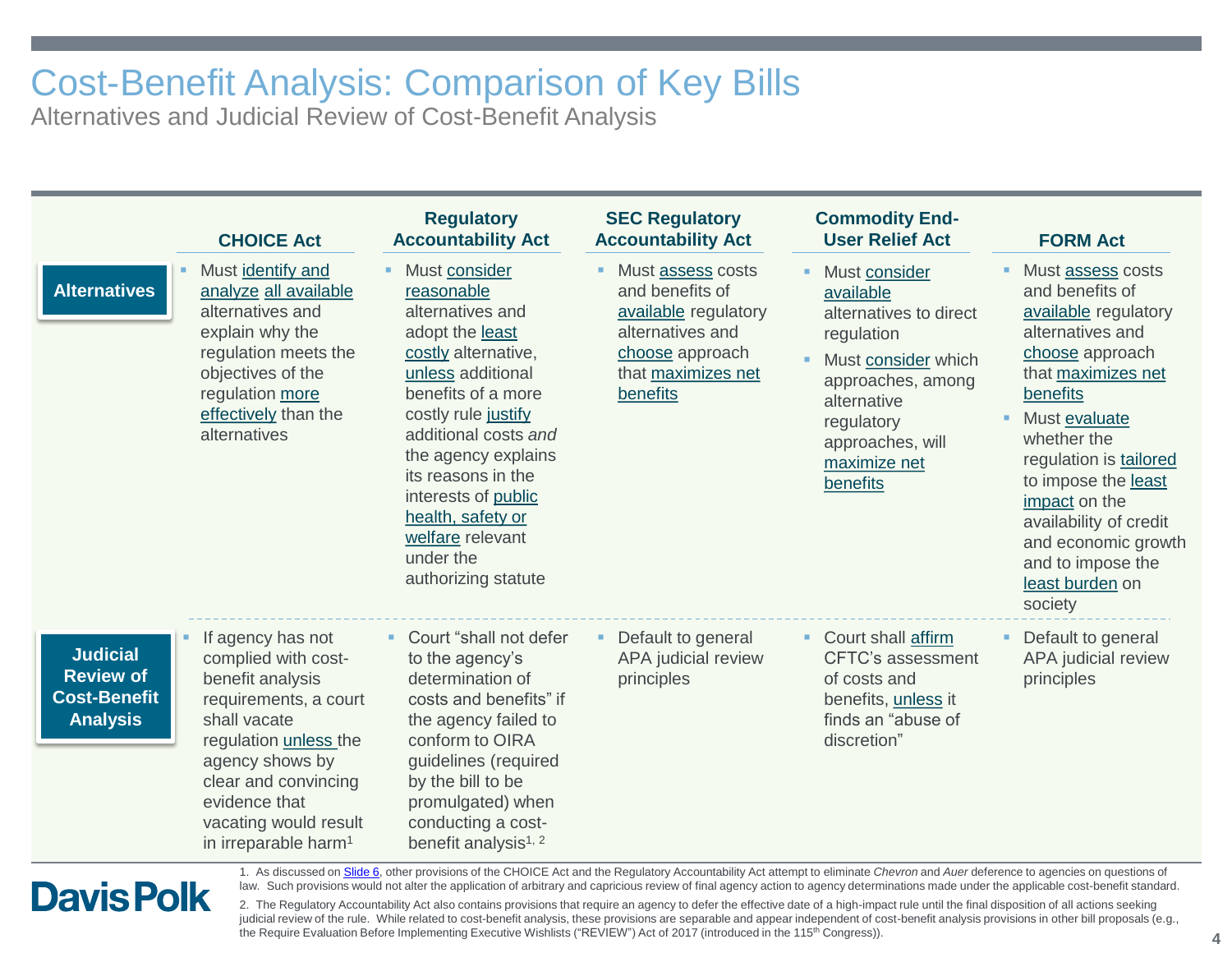# Cost-Benefit Analysis: Comparison of Key Bills

## Alternatives and Judicial Review of Cost-Benefit Analysis

| | CHOICE Act | Regulatory Accountability Act | SEC Regulatory Accountability Act | Commodity End-User Relief Act | FORM Act |
|---|---|---|---|---|---|
| **Alternatives** | Must identify and analyze all available alternatives and explain why the regulation meets the objectives of the regulation more effectively than the alternatives | Must consider reasonable alternatives and adopt the least costly alternative, unless additional benefits of a more costly rule justify additional costs *and* the agency explains its reasons in the interests of public health, safety or welfare relevant under the authorizing statute | Must assess costs and benefits of available regulatory alternatives and choose approach that maximizes net benefits | Must consider available alternatives to direct regulation<br>Must consider which approaches, among alternative regulatory approaches, will maximize net benefits | Must assess costs and benefits of available regulatory alternatives and choose approach that maximizes net benefits<br>Must evaluate whether the regulation is tailored to impose the least impact on the availability of credit and economic growth and to impose the least burden on society |
| **Judicial Review of Cost-Benefit Analysis** | If agency has not complied with cost-benefit analysis requirements, a court shall vacate regulation unless the agency shows by clear and convincing evidence that vacating would result in irreparable harm[1] | Court "shall not defer to the agency's determination of costs and benefits" if the agency failed to conform to OIRA guidelines (required by the bill to be promulgated) when conducting a cost-benefit analysis[1, 2] | Default to general APA judicial review principles | Court shall affirm CFTC's assessment of costs and benefits, unless it finds an "abuse of discretion" | Default to general APA judicial review principles |

1. As discussed on Slide 6, other provisions of the CHOICE Act and the Regulatory Accountability Act attempt to eliminate *Chevron* and *Auer* deference to agencies on questions of law. Such provisions would not alter the application of arbitrary and capricious review of final agency action to agency determinations made under the applicable cost-benefit standard.

2. The Regulatory Accountability Act also contains provisions that require an agency to defer the effective date of a high-impact rule until the final disposition of all actions seeking judicial review of the rule. While related to cost-benefit analysis, these provisions are separable and appear independent of cost-benefit analysis provisions in other bill proposals (e.g., the Require Evaluation Before Implementing Executive Wishlists ("REVIEW") Act of 2017 (introduced in the 115th Congress)).

Davis Polk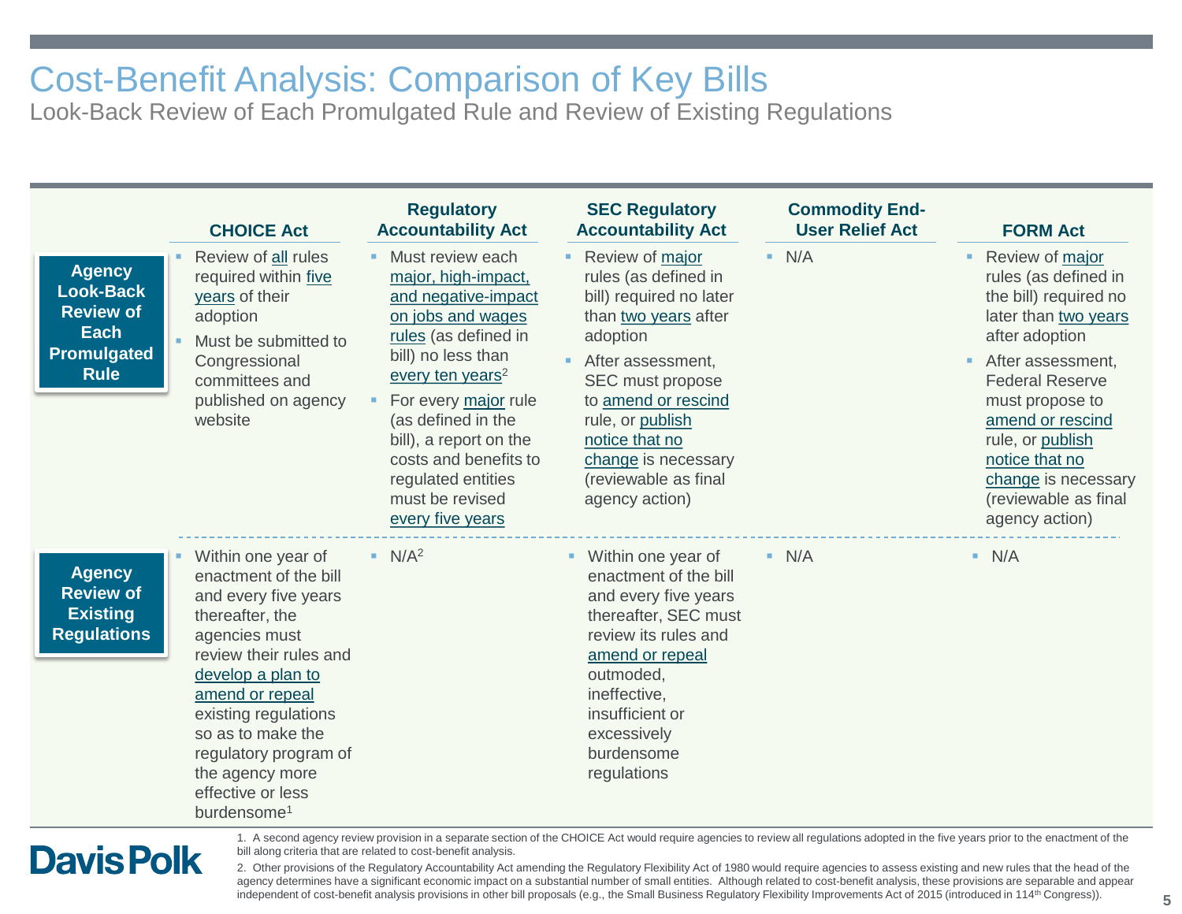# Cost-Benefit Analysis: Comparison of Key Bills

## Look-Back Review of Each Promulgated Rule and Review of Existing Regulations

| | CHOICE Act | Regulatory Accountability Act | SEC Regulatory Accountability Act | Commodity End-User Relief Act | FORM Act |
|---|---|---|---|---|---|
| **Agency Look-Back Review of Each Promulgated Rule** | ▪ Review of all rules required within five years of their adoption<br>▪ Must be submitted to Congressional committees and published on agency website | ▪ Must review each major, high-impact, and negative-impact on jobs and wages rules (as defined in bill) no less than every ten years[2]<br>▪ For every major rule (as defined in the bill), a report on the costs and benefits to regulated entities must be revised every five years | ▪ Review of major rules (as defined in bill) required no later than two years after adoption<br>▪ After assessment, SEC must propose to amend or rescind rule, or publish notice that no change is necessary (reviewable as final agency action) | ▪ N/A | ▪ Review of major rules (as defined in the bill) required no later than two years after adoption<br>▪ After assessment, Federal Reserve must propose to amend or rescind rule, or publish notice that no change is necessary (reviewable as final agency action) |
| **Agency Review of Existing Regulations** | ▪ Within one year of enactment of the bill and every five years thereafter, the agencies must review their rules and develop a plan to amend or repeal existing regulations so as to make the regulatory program of the agency more effective or less burdensome[1] | ▪ N/A[2] | ▪ Within one year of enactment of the bill and every five years thereafter, SEC must review its rules and amend or repeal outmoded, ineffective, insufficient or excessively burdensome regulations | ▪ N/A | ▪ N/A |

1. A second agency review provision in a separate section of the CHOICE Act would require agencies to review all regulations adopted in the five years prior to the enactment of the bill along criteria that are related to cost-benefit analysis.
2. Other provisions of the Regulatory Accountability Act amending the Regulatory Flexibility Act of 1980 would require agencies to assess existing and new rules that the head of the agency determines have a significant economic impact on a substantial number of small entities. Although related to cost-benefit analysis, these provisions are separable and appear independent of cost-benefit analysis provisions in other bill proposals (e.g., the Small Business Regulatory Flexibility Improvements Act of 2015 (introduced in 114th Congress)).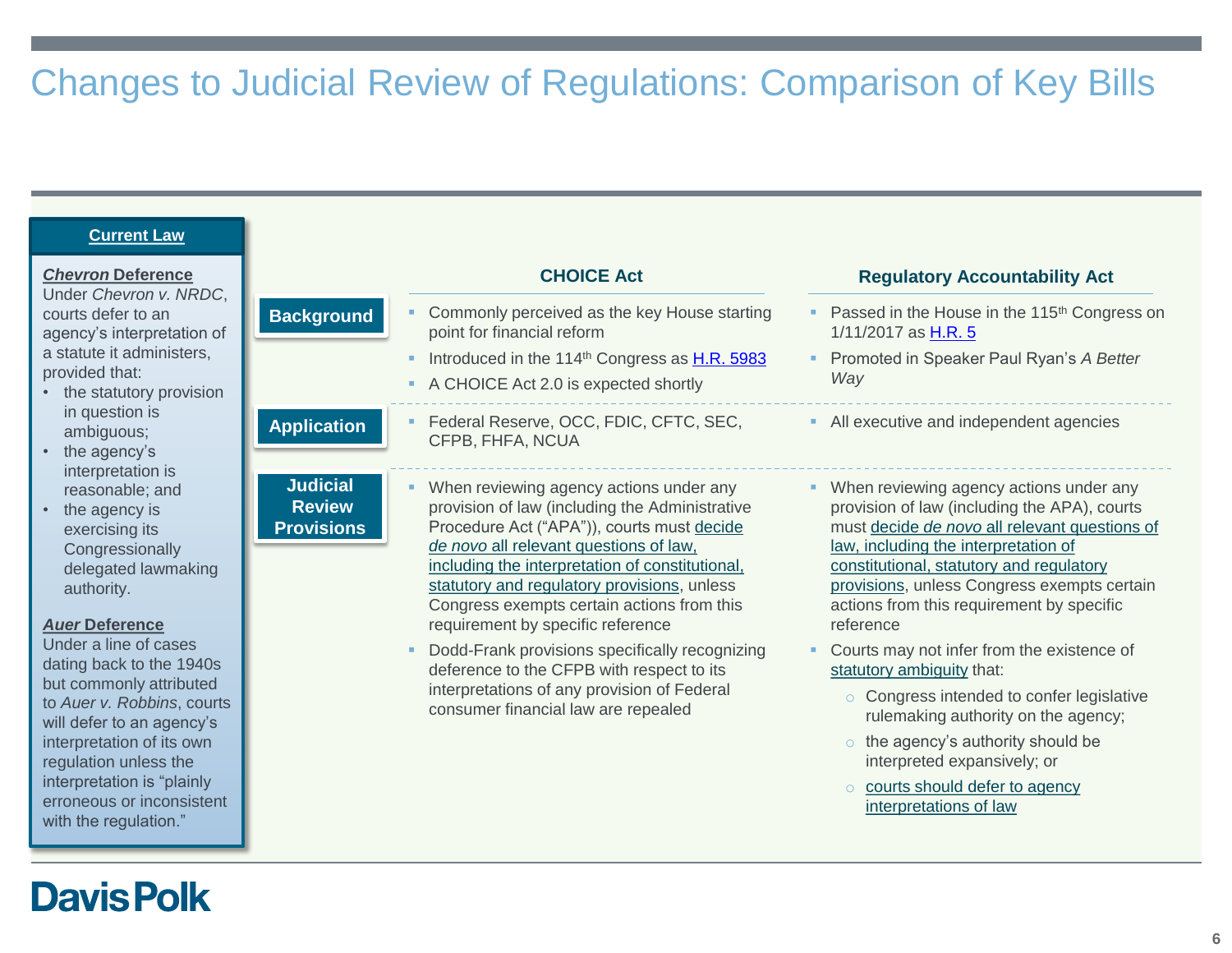# Changes to Judicial Review of Regulations: Comparison of Key Bills

## Current Law

***Chevron* Deference**

Under *Chevron v. NRDC*, courts defer to an agency's interpretation of a statute it administers, provided that:

- the statutory provision in question is ambiguous;
- the agency's interpretation is reasonable; and
- the agency is exercising its Congressionally delegated lawmaking authority.

***Auer* Deference**

Under a line of cases dating back to the 1940s but commonly attributed to *Auer v. Robbins*, courts will defer to an agency's interpretation of its own regulation unless the interpretation is "plainly erroneous or inconsistent with the regulation."

| | CHOICE Act | Regulatory Accountability Act |
|---|---|---|
| **Background** | ▪ Commonly perceived as the key House starting point for financial reform<br>▪ Introduced in the 114th Congress as H.R. 5983<br>▪ A CHOICE Act 2.0 is expected shortly | ▪ Passed in the House in the 115th Congress on 1/11/2017 as H.R. 5<br>▪ Promoted in Speaker Paul Ryan's *A Better Way* |
| **Application** | ▪ Federal Reserve, OCC, FDIC, CFTC, SEC, CFPB, FHFA, NCUA | ▪ All executive and independent agencies |
| **Judicial Review Provisions** | ▪ When reviewing agency actions under any provision of law (including the Administrative Procedure Act ("APA")), courts must decide *de novo* all relevant questions of law, including the interpretation of constitutional, statutory and regulatory provisions, unless Congress exempts certain actions from this requirement by specific reference<br>▪ Dodd-Frank provisions specifically recognizing deference to the CFPB with respect to its interpretations of any provision of Federal consumer financial law are repealed | ▪ When reviewing agency actions under any provision of law (including the APA), courts must decide *de novo* all relevant questions of law, including the interpretation of constitutional, statutory and regulatory provisions, unless Congress exempts certain actions from this requirement by specific reference<br>▪ Courts may not infer from the existence of statutory ambiguity that:<br>○ Congress intended to confer legislative rulemaking authority on the agency;<br>○ the agency's authority should be interpreted expansively; or<br>○ courts should defer to agency interpretations of law |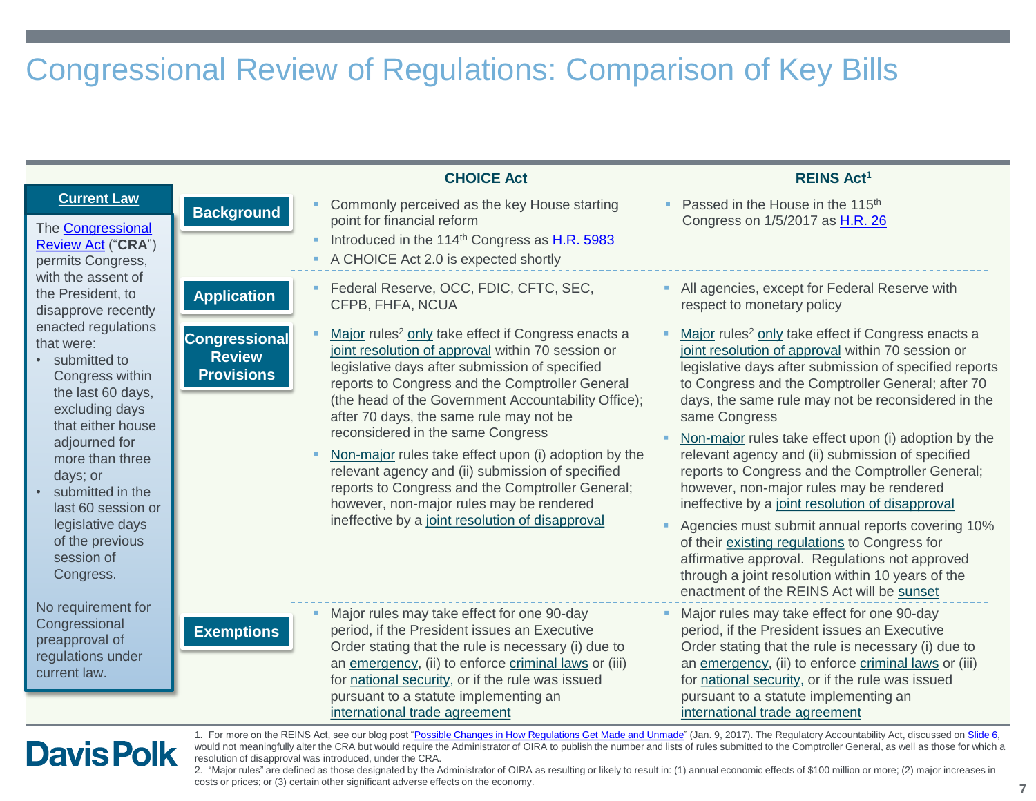# Congressional Review of Regulations: Comparison of Key Bills

**Current Law**

The Congressional Review Act ("**CRA**") permits Congress, with the assent of the President, to disapprove recently enacted regulations that were:

- submitted to Congress within the last 60 days, excluding days that either house adjourned for more than three days; or
- submitted in the last 60 session or legislative days of the previous session of Congress.

No requirement for Congressional preapproval of regulations under current law.

| | CHOICE Act | REINS Act[1] |
|---|---|---|
| **Background** | ▪ Commonly perceived as the key House starting point for financial reform<br>▪ Introduced in the 114th Congress as H.R. 5983<br>▪ A CHOICE Act 2.0 is expected shortly | ▪ Passed in the House in the 115th Congress on 1/5/2017 as H.R. 26 |
| **Application** | ▪ Federal Reserve, OCC, FDIC, CFTC, SEC, CFPB, FHFA, NCUA | ▪ All agencies, except for Federal Reserve with respect to monetary policy |
| **Congressional Review Provisions** | ▪ Major rules[2] only take effect if Congress enacts a joint resolution of approval within 70 session or legislative days after submission of specified reports to Congress and the Comptroller General (the head of the Government Accountability Office); after 70 days, the same rule may not be reconsidered in the same Congress<br>▪ Non-major rules take effect upon (i) adoption by the relevant agency and (ii) submission of specified reports to Congress and the Comptroller General; however, non-major rules may be rendered ineffective by a joint resolution of disapproval | ▪ Major rules[2] only take effect if Congress enacts a joint resolution of approval within 70 session or legislative days after submission of specified reports to Congress and the Comptroller General; after 70 days, the same rule may not be reconsidered in the same Congress<br>▪ Non-major rules take effect upon (i) adoption by the relevant agency and (ii) submission of specified reports to Congress and the Comptroller General; however, non-major rules may be rendered ineffective by a joint resolution of disapproval<br>▪ Agencies must submit annual reports covering 10% of their existing regulations to Congress for affirmative approval. Regulations not approved through a joint resolution within 10 years of the enactment of the REINS Act will be sunset |
| **Exemptions** | ▪ Major rules may take effect for one 90-day period, if the President issues an Executive Order stating that the rule is necessary (i) due to an emergency, (ii) to enforce criminal laws or (iii) for national security, or if the rule was issued pursuant to a statute implementing an international trade agreement | ▪ Major rules may take effect for one 90-day period, if the President issues an Executive Order stating that the rule is necessary (i) due to an emergency, (ii) to enforce criminal laws or (iii) for national security, or if the rule was issued pursuant to a statute implementing an international trade agreement |

1. For more on the REINS Act, see our blog post "Possible Changes in How Regulations Get Made and Unmade" (Jan. 9, 2017). The Regulatory Accountability Act, discussed on Slide 6, would not meaningfully alter the CRA but would require the Administrator of OIRA to publish the number and lists of rules submitted to the Comptroller General, as well as those for which a resolution of disapproval was introduced, under the CRA.
2. "Major rules" are defined as those designated by the Administrator of OIRA as resulting or likely to result in: (1) annual economic effects of $100 million or more; (2) major increases in costs or prices; or (3) certain other significant adverse effects on the economy.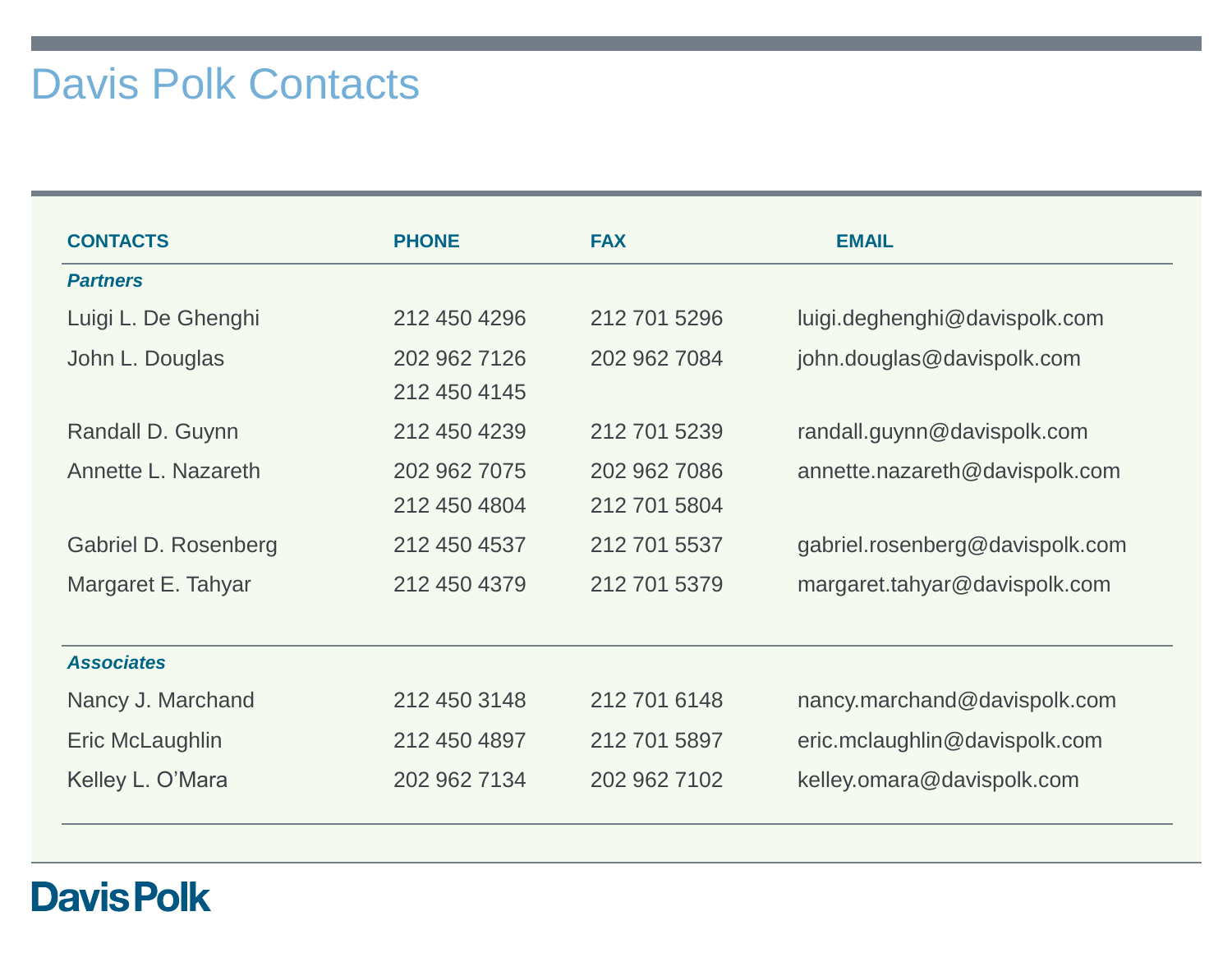# Davis Polk Contacts

| CONTACTS | PHONE | FAX | EMAIL |
|---|---|---|---|
| ***Partners*** | | | |
| Luigi L. De Ghenghi | 212 450 4296 | 212 701 5296 | luigi.deghenghi@davispolk.com |
| John L. Douglas | 202 962 7126<br>212 450 4145 | 202 962 7084 | john.douglas@davispolk.com |
| Randall D. Guynn | 212 450 4239 | 212 701 5239 | randall.guynn@davispolk.com |
| Annette L. Nazareth | 202 962 7075<br>212 450 4804 | 202 962 7086<br>212 701 5804 | annette.nazareth@davispolk.com |
| Gabriel D. Rosenberg | 212 450 4537 | 212 701 5537 | gabriel.rosenberg@davispolk.com |
| Margaret E. Tahyar | 212 450 4379 | 212 701 5379 | margaret.tahyar@davispolk.com |
| ***Associates*** | | | |
| Nancy J. Marchand | 212 450 3148 | 212 701 6148 | nancy.marchand@davispolk.com |
| Eric McLaughlin | 212 450 4897 | 212 701 5897 | eric.mclaughlin@davispolk.com |
| Kelley L. O'Mara | 202 962 7134 | 202 962 7102 | kelley.omara@davispolk.com |

Davis Polk